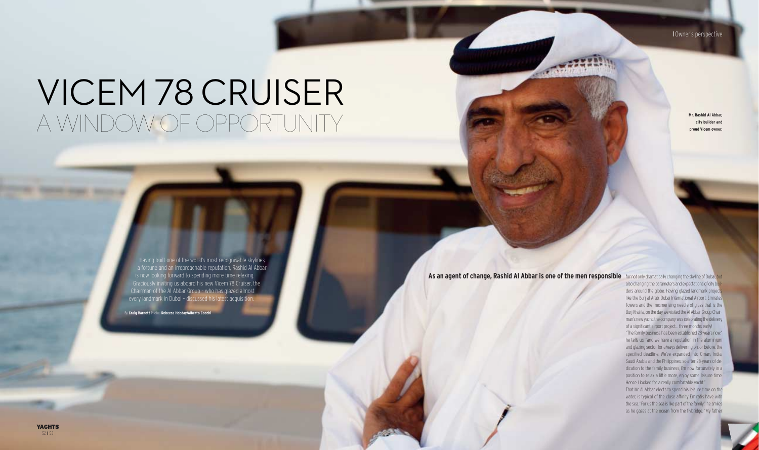# VICEM 78 CRUISER

## A WINDOW OF OPPORTUNITY

Having built one of the world's most recognisable skylines, a fortune and an irreproachable reputation, Rashid Al Abbar is now looking forward to spending more time relaxing. Graciously inviting us aboard his new Vicem 78 Cruiser, the Chairman of the Al Abbar Group – who has glazed almost every landmark in Dubai – discussed his latest acquisition.

By **Craig Barnett** Photos **Rebecca Hobday/Alberto Cocchi**

**Mr. Rashid Al Abbar, city builder and proud Vicem owner.**

**As an agent of change, Rashid Al Abbar is one of the men responsible** for not only dramatically changing the skyline of Dubai, but also changing the parameters and expectations of city builders around the globe. Having glazed landmark projects like the Burj al Arab, Dubai International Airport, Emirates Towers and the mesmerising needle of glass that is the Burj Khalifa, on the day we visited the Al Abbar Group Chairman's new yacht, the company was celebrating the delivery of a significant airport project... three months early!

"The family business has been established 28-years now," he tells us, "and we have a reputation in the aluminium and glazing sector for always delivering on, or before, the specified deadline. We've expanded into Oman, India, Saudi Arabia and the Philippines, so after 28-years of dedication to the family business, I'm now fortunately in a position to relax a little more, enjoy some leisure time. Hence I looked for a really comfortable yacht."

That Mr Al Abbar elects to spend his leisure time on the water, is typical of the close affinity Emiratis have with the sea. "For us the sea is like part of the family," he smiles as he gazes at the ocean from the flybridge. "My father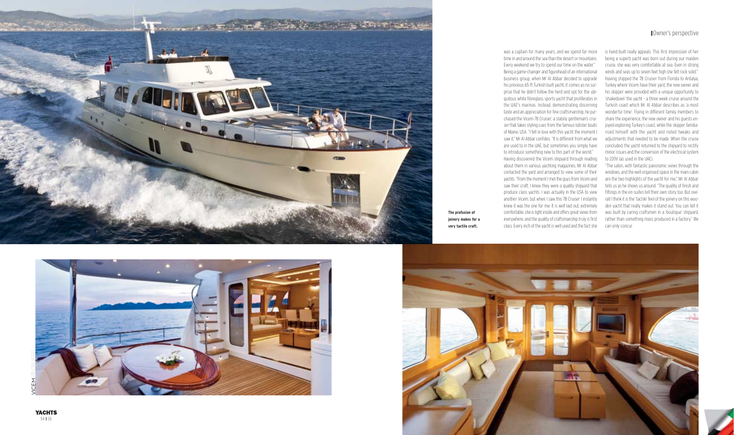## Owner's perspective

was a captain for many years, and we spend far more time in and around the sea than the desert or mountains. Every weekend we try to spend our time on the water."

Being a game-changer and figurehead of an international business group, when Mr Al Abbar decided to upgrade his previous 65-ft Turkish built yacht, it comes as no surprise that he didn't follow the herd and opt for the ubiquitous white fibreglass sports yacht that proliferates in the UAE's marinas. Instead, demonstrating discerning taste and an appreciation for fine craftsmanship, he purchased the Vicem 78 Cruiser; a stately gentleman's cruiser that takes styling cues from the famous lobster boats of Maine, USA. "I fell in love with this yacht the moment I saw it," Mr Al Abbar confides. "It is different from what we are used to in the UAE, but sometimes you simply have to introduce something new to this part of the world."

Having discovered the Vicem shipyard through reading about them in various yachting magazines, Mr Al Abbar contacted the yard and arranged to view some of their yachts. "From the moment I met the guys from Vicem and saw their craft, I knew they were a quality shipyard that produce class yachts. I was actually in the USA to view another Vicem, but when I saw this 78 Cruiser I instantly knew it was the one for me. It is well laid out, extremely comfortable, she is light inside and offers great views from everywhere, and the quality of craftsmanship truly is first class. Every inch of the yacht is well used and the fact she is hand-built really appeals. This first impression of her being a superb yacht was born out during our maiden cruise, she was very comfortable at sea. Even in strong winds and seas up to seven feet high she felt rock solid."

Having shipped the 78 Cruiser from Florida to Antalya, Turkey where Vicem have their yard, the new owner and his skipper were provided with a unique opportunity to 'shakedown' the yacht – a three week cruise around the Turkish coast which Mr. Al Abbar describes as 'a most wonderful time'. Flying in different family members to share the experience, the new owner and his guests enjoyed exploring Turkey's coast, while the skipper familiarised himself with the yacht and noted tweaks and adjustments that needed to be made. When the cruise concluded, the yacht returned to the shipyard to rectify minor issues and the conversion of the electrical system to 220V (as used in the UAE).

"The salon, with fantastic panoramic views through the windows, and the well organised space in the main cabin are the two highlights of the yacht for me," Mr Al Abbar tells us as he shows us around. "The quality of finish and fittings in the en-suites tell their own story too. But overall I think it is the 'tactile' feel of the joinery on this wooden yacht that really makes it stand out. You can tell it was built by caring craftsmen in a 'boutique' shipyard, rather than something mass produced in a factory." We can only concur.

**The profusion of joinery makes for a very tactile craft.**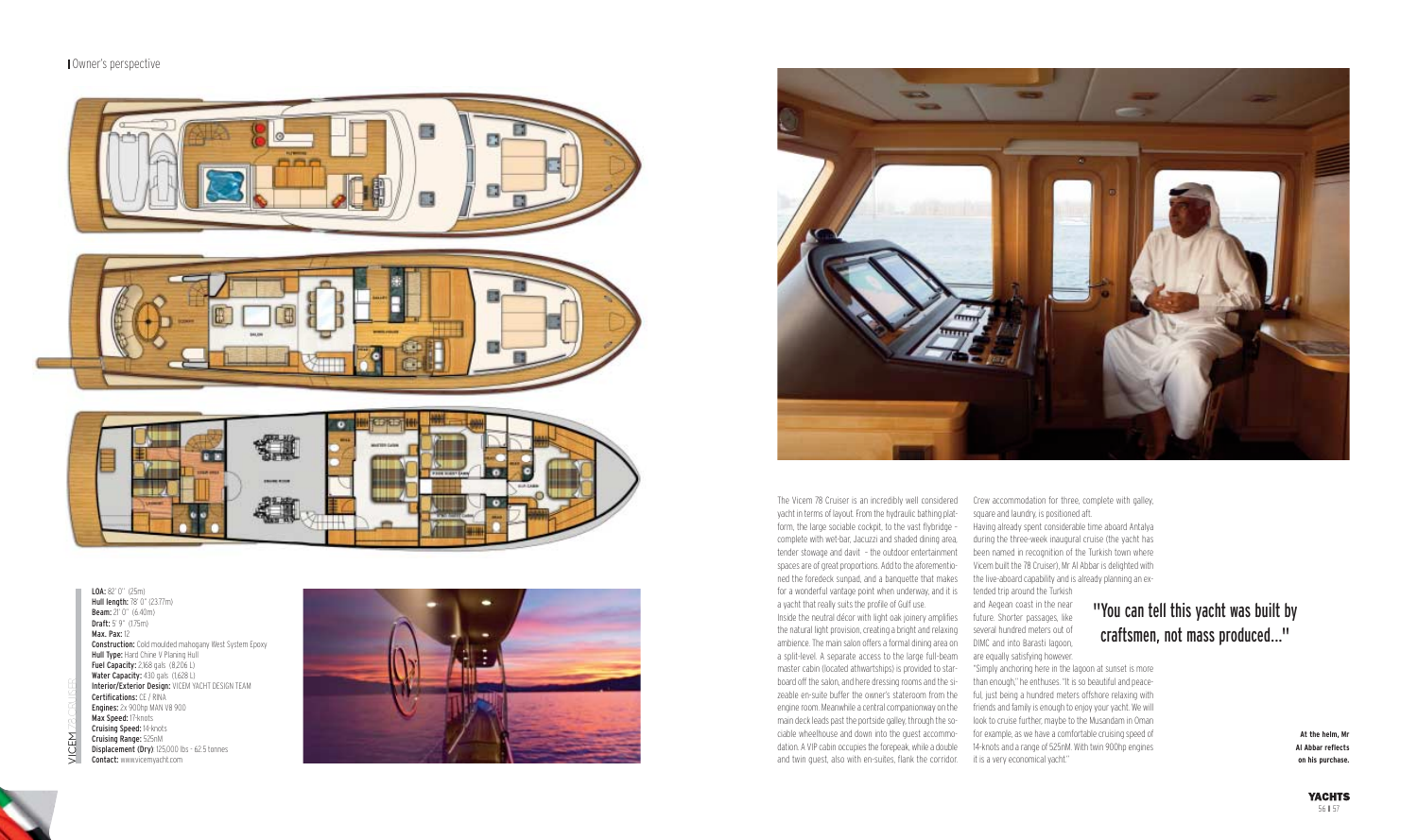**LOA:** 82' 0" (25m)
**Hull length:** 78' 0" (23.77m)
**Beam:** 21' 0" (6.40m)
**Draft:** 5' 9" (1.75m)
**Max. Pax:** 12
**Construction:** Cold moulded mahogany West System Epoxy
**Hull Type:** Hard Chine V Planing Hull
**Fuel Capacity:** 2,168 gals (8,206 L)
**Water Capacity:** 430 gals (1,628 L)
**Interior/Exterior Design:** VICEM YACHT DESIGN TEAM
**Certifications:** CE / RINA
**Engines:** 2x 900hp MAN V8 900
**Max Speed:** 17-knots
**Cruising Speed:** 14-knots
**Cruising Range:** 525nM
**Displacement (Dry):** 125,000 lbs - 62.5 tonnes
**Contact:** www.vicemyacht.com

The Vicem 78 Cruiser is an incredibly well considered yacht in terms of layout. From the hydraulic bathing platform, the large sociable cockpit, to the vast flybridge – complete with wet-bar, Jacuzzi and shaded dining area, tender stowage and davit – the outdoor entertainment spaces are of great proportions. Add to the aforementioned the foredeck sunpad, and a banquette that makes for a wonderful vantage point when underway, and it is a yacht that really suits the profile of Gulf use.

Inside the neutral décor with light oak joinery amplifies the natural light provision, creating a bright and relaxing ambience. The main salon offers a formal dining area on a split-level. A separate access to the large full-beam master cabin (located athwartships) is provided to starboard off the salon, and here dressing rooms and the sizeable en-suite buffer the owner's stateroom from the engine room. Meanwhile a central companionway on the main deck leads past the portside galley, through the sociable wheelhouse and down into the guest accommodation. A VIP cabin occupies the forepeak, while a double and twin guest, also with en-suites, flank the corridor. Crew accommodation for three, complete with galley, square and laundry, is positioned aft.

Having already spent considerable time aboard Antalya during the three-week inaugural cruise (the yacht has been named in recognition of the Turkish town where Vicem built the 78 Cruiser), Mr Al Abbar is delighted with the live-aboard capability and is already planning an extended trip around the Turkish and Aegean coast in the near future. Shorter passages, like several hundred meters out of DIMC and into Barasti lagoon, are equally satisfying however.

"Simply anchoring here in the lagoon at sunset is more than enough," he enthuses. "It is so beautiful and peaceful, just being a hundred meters offshore relaxing with friends and family is enough to enjoy your yacht. We will look to cruise further, maybe to the Musandam in Oman for example, as we have a comfortable cruising speed of 14-knots and a range of 525nM. With twin 900hp engines it is a very economical yacht."

## "You can tell this yacht was built by craftsmen, not mass produced..."

**At the helm, Mr Al Abbar reflects on his purchase.**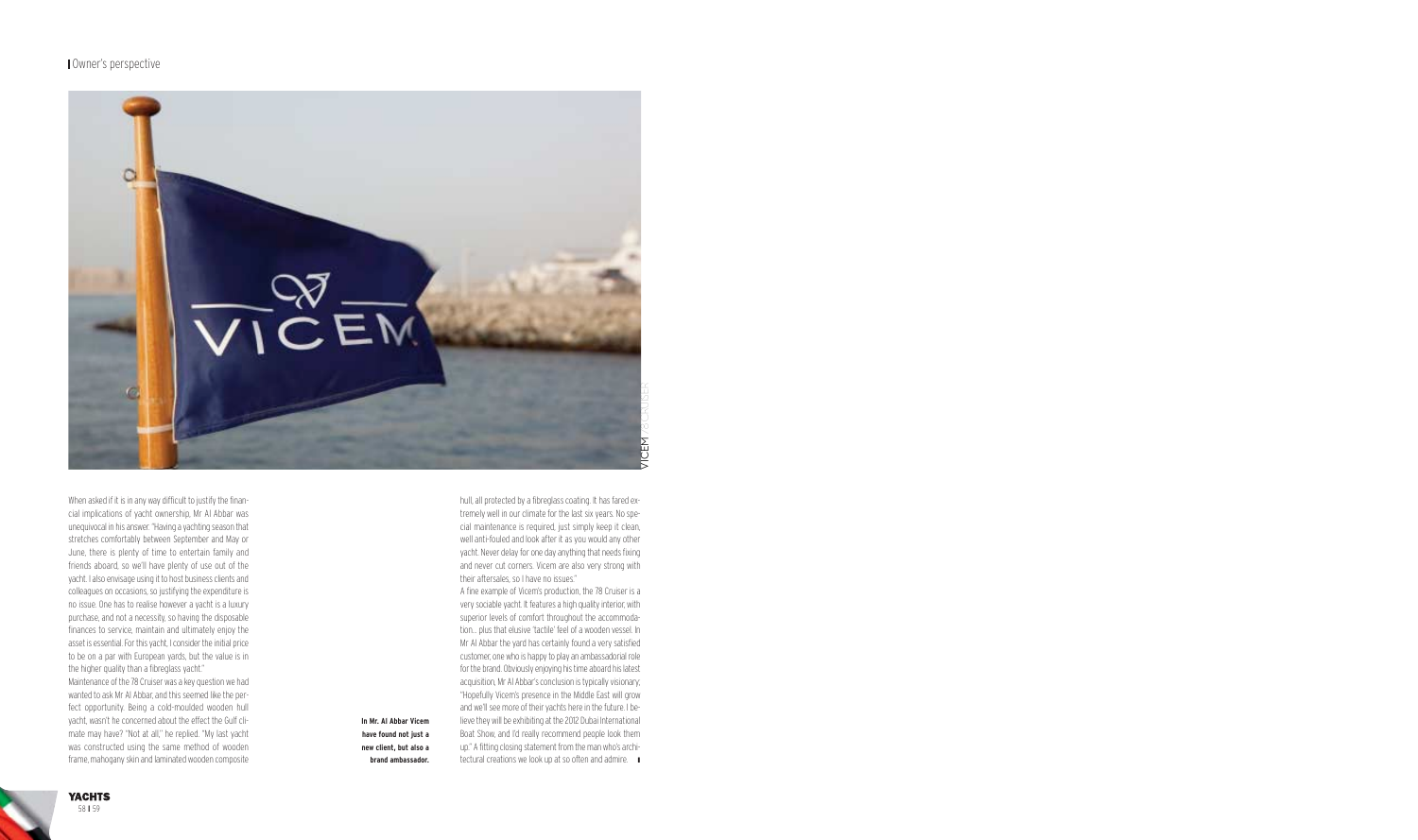When asked if it is in any way difficult to justify the financial implications of yacht ownership, Mr Al Abbar was unequivocal in his answer: "Having a yachting season that stretches comfortably between September and May or June, there is plenty of time to entertain family and friends aboard, so we'll have plenty of use out of the yacht. I also envisage using it to host business clients and colleagues on occasions, so justifying the expenditure is no issue. One has to realise however a yacht is a luxury purchase, and not a necessity, so having the disposable finances to service, maintain and ultimately enjoy the asset is essential. For this yacht, I consider the initial price to be on a par with European yards, but the value is in the higher quality than a fibreglass yacht."

Maintenance of the 78 Cruiser was a key question we had wanted to ask Mr Al Abbar, and this seemed like the perfect opportunity. Being a cold-moulded wooden hull yacht, wasn't he concerned about the effect the Gulf climate may have? "Not at all," he replied. "My last yacht was constructed using the same method of wooden frame, mahogany skin and laminated wooden composite hull, all protected by a fibreglass coating. It has fared extremely well in our climate for the last six years. No special maintenance is required, just simply keep it clean, well anti-fouled and look after it as you would any other yacht. Never delay for one day anything that needs fixing and never cut corners. Vicem are also very strong with their aftersales, so I have no issues."

**In Mr. Al Abbar Vicem have found not just a new client, but also a brand ambassador.**

A fine example of Vicem's production, the 78 Cruiser is a very sociable yacht. It features a high quality interior, with superior levels of comfort throughout the accommodation... plus that elusive 'tactile' feel of a wooden vessel. In Mr Al Abbar the yard has certainly found a very satisfied customer, one who is happy to play an ambassadorial role for the brand. Obviously enjoying his time aboard his latest acquisition, Mr Al Abbar's conclusion is typically visionary; "Hopefully Vicem's presence in the Middle East will grow and we'll see more of their yachts here in the future. I believe they will be exhibiting at the 2012 Dubai International Boat Show, and I'd really recommend people look them up." A fitting closing statement from the man who's architectural creations we look up at so often and admire.